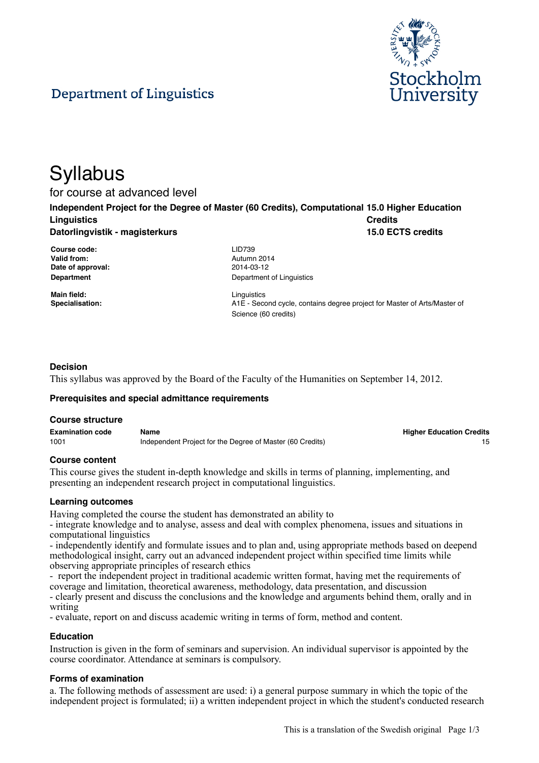Department of Linguistics

Stockholm University

# Syllabus

for course at advanced level

**Independent Project for the Degree of Master (60 Credits), Computational Linguistics** **15.0 Higher Education Credits**

**Datorlingvistik - magisterkurs** **15.0 ECTS credits**

**Course code:** LID739
**Valid from:** Autumn 2014
**Date of approval:** 2014-03-12
**Department** Department of Linguistics

**Main field:** Linguistics
**Specialisation:** A1E - Second cycle, contains degree project for Master of Arts/Master of Science (60 credits)

### Decision

This syllabus was approved by the Board of the Faculty of the Humanities on September 14, 2012.

### Prerequisites and special admittance requirements

### Course structure

| Examination code | Name | Higher Education Credits |
|---|---|---|
| 1001 | Independent Project for the Degree of Master (60 Credits) | 15 |

### Course content

This course gives the student in-depth knowledge and skills in terms of planning, implementing, and presenting an independent research project in computational linguistics.

### Learning outcomes

Having completed the course the student has demonstrated an ability to
- integrate knowledge and to analyse, assess and deal with complex phenomena, issues and situations in computational linguistics
- independently identify and formulate issues and to plan and, using appropriate methods based on deepend methodological insight, carry out an advanced independent project within specified time limits while observing appropriate principles of research ethics
- report the independent project in traditional academic written format, having met the requirements of coverage and limitation, theoretical awareness, methodology, data presentation, and discussion
- clearly present and discuss the conclusions and the knowledge and arguments behind them, orally and in writing
- evaluate, report on and discuss academic writing in terms of form, method and content.

### Education

Instruction is given in the form of seminars and supervision. An individual supervisor is appointed by the course coordinator. Attendance at seminars is compulsory.

### Forms of examination

a. The following methods of assessment are used: i) a general purpose summary in which the topic of the independent project is formulated; ii) a written independent project in which the student's conducted research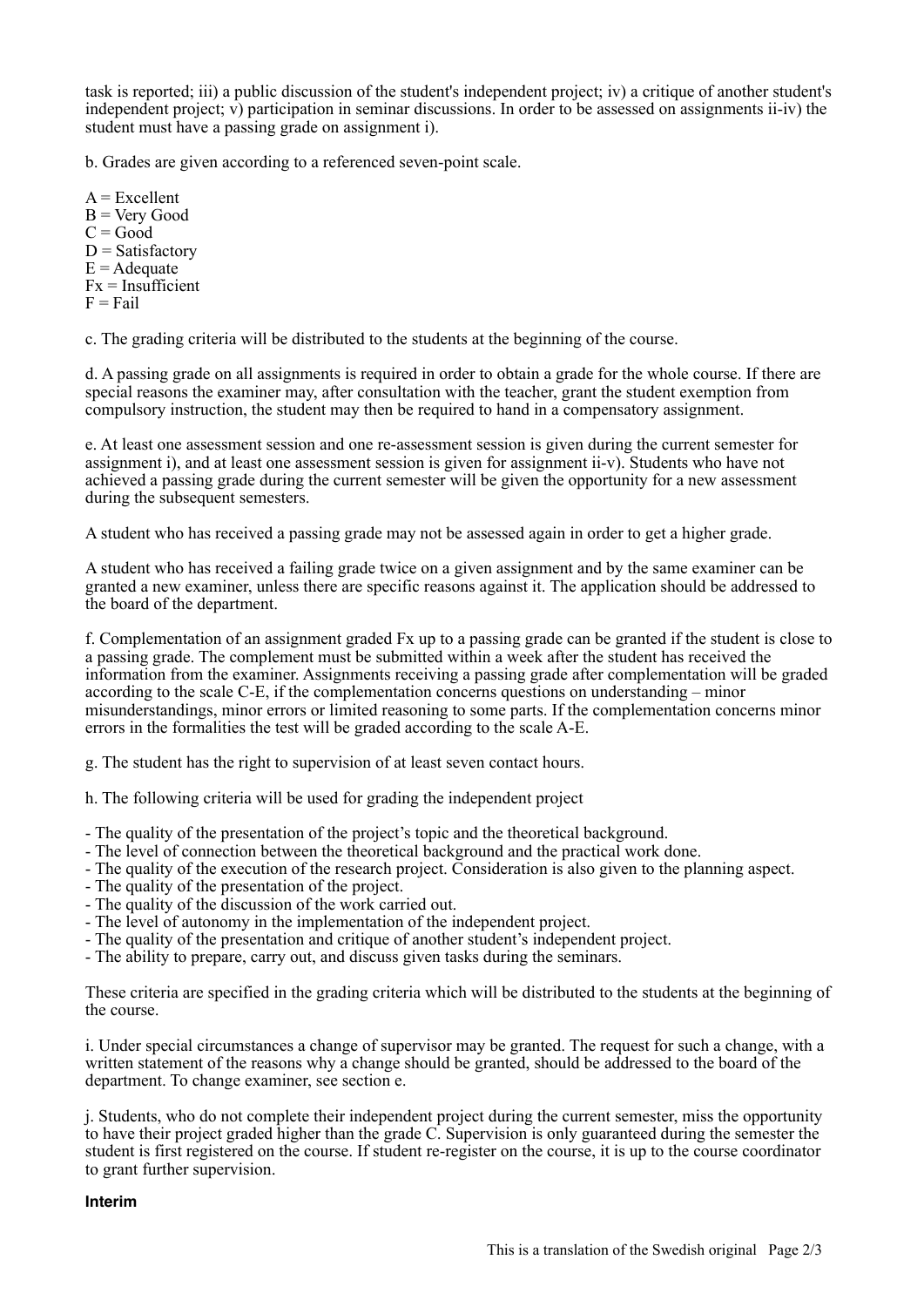task is reported; iii) a public discussion of the student's independent project; iv) a critique of another student's independent project; v) participation in seminar discussions. In order to be assessed on assignments ii-iv) the student must have a passing grade on assignment i).

b. Grades are given according to a referenced seven-point scale.

A = Excellent
B = Very Good
C = Good
D = Satisfactory
E = Adequate
Fx = Insufficient
F = Fail

c. The grading criteria will be distributed to the students at the beginning of the course.

d. A passing grade on all assignments is required in order to obtain a grade for the whole course. If there are special reasons the examiner may, after consultation with the teacher, grant the student exemption from compulsory instruction, the student may then be required to hand in a compensatory assignment.

e. At least one assessment session and one re-assessment session is given during the current semester for assignment i), and at least one assessment session is given for assignment ii-v). Students who have not achieved a passing grade during the current semester will be given the opportunity for a new assessment during the subsequent semesters.

A student who has received a passing grade may not be assessed again in order to get a higher grade.

A student who has received a failing grade twice on a given assignment and by the same examiner can be granted a new examiner, unless there are specific reasons against it. The application should be addressed to the board of the department.

f. Complementation of an assignment graded Fx up to a passing grade can be granted if the student is close to a passing grade. The complement must be submitted within a week after the student has received the information from the examiner. Assignments receiving a passing grade after complementation will be graded according to the scale C-E, if the complementation concerns questions on understanding – minor misunderstandings, minor errors or limited reasoning to some parts. If the complementation concerns minor errors in the formalities the test will be graded according to the scale A-E.

g. The student has the right to supervision of at least seven contact hours.

h. The following criteria will be used for grading the independent project

- The quality of the presentation of the project's topic and the theoretical background.
- The level of connection between the theoretical background and the practical work done.
- The quality of the execution of the research project. Consideration is also given to the planning aspect.
- The quality of the presentation of the project.
- The quality of the discussion of the work carried out.
- The level of autonomy in the implementation of the independent project.
- The quality of the presentation and critique of another student's independent project.
- The ability to prepare, carry out, and discuss given tasks during the seminars.

These criteria are specified in the grading criteria which will be distributed to the students at the beginning of the course.

i. Under special circumstances a change of supervisor may be granted. The request for such a change, with a written statement of the reasons why a change should be granted, should be addressed to the board of the department. To change examiner, see section e.

j. Students, who do not complete their independent project during the current semester, miss the opportunity to have their project graded higher than the grade C. Supervision is only guaranteed during the semester the student is first registered on the course. If student re-register on the course, it is up to the course coordinator to grant further supervision.

**Interim**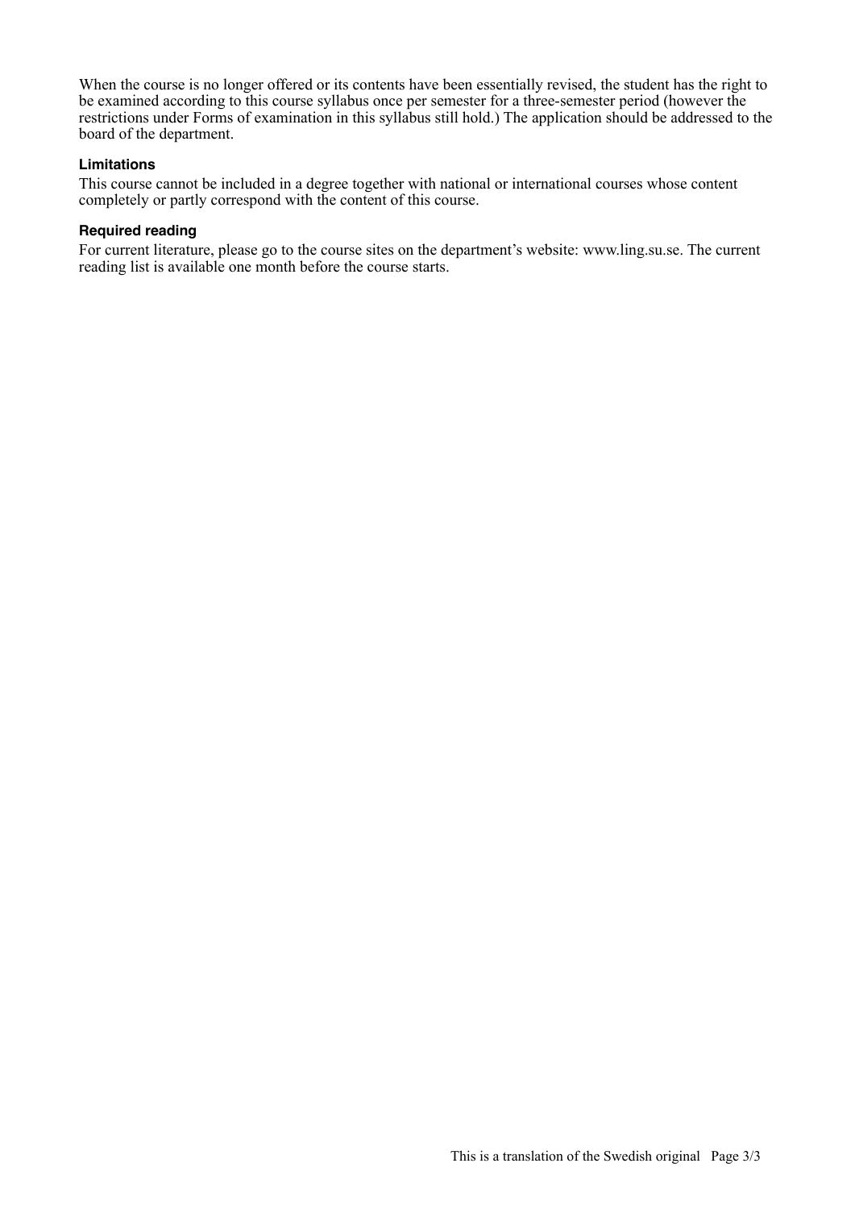When the course is no longer offered or its contents have been essentially revised, the student has the right to be examined according to this course syllabus once per semester for a three-semester period (however the restrictions under Forms of examination in this syllabus still hold.) The application should be addressed to the board of the department.

### Limitations

This course cannot be included in a degree together with national or international courses whose content completely or partly correspond with the content of this course.

### Required reading

For current literature, please go to the course sites on the department's website: www.ling.su.se. The current reading list is available one month before the course starts.